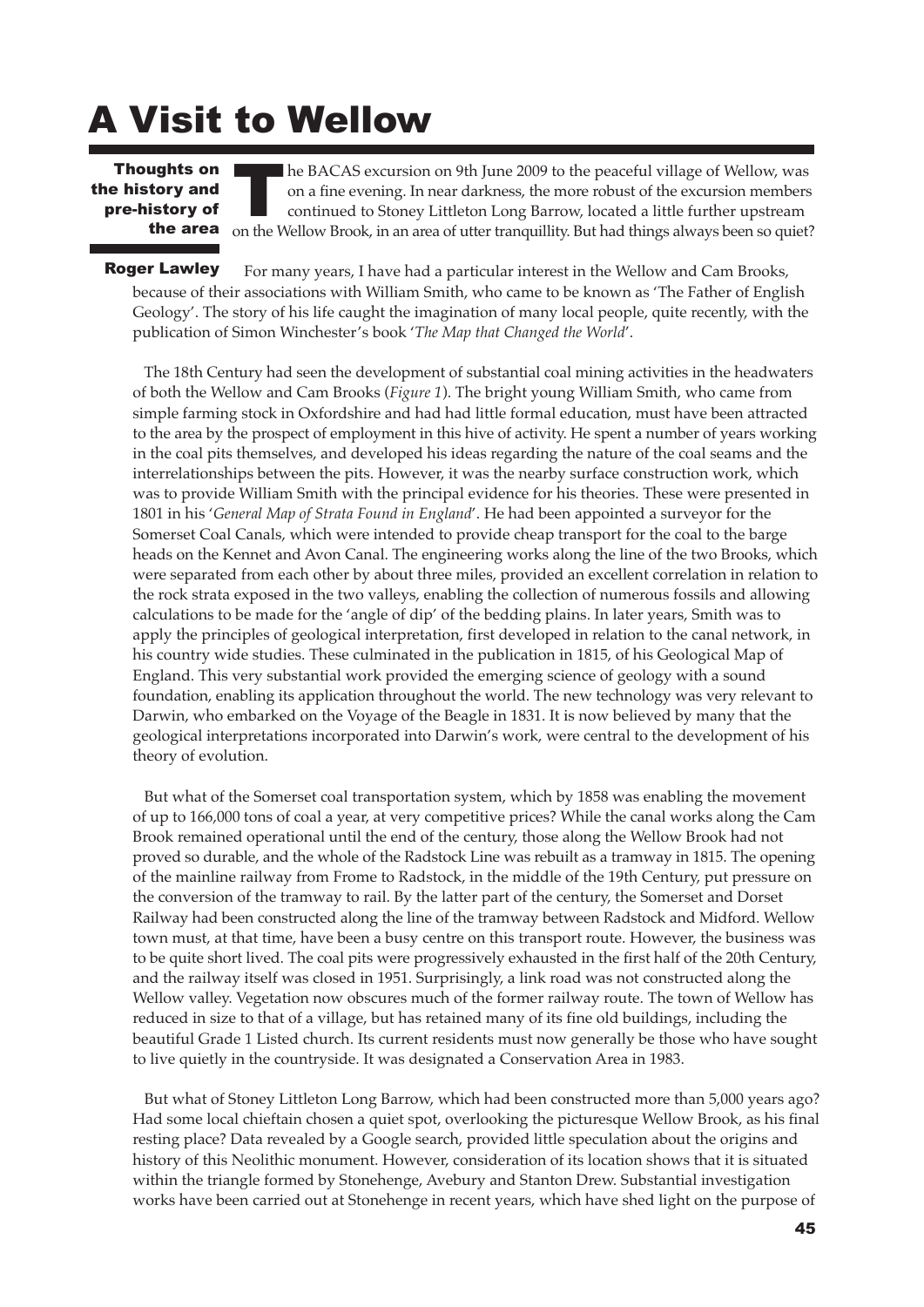# A Visit to Wellow

**Thoughts on the history and pre-history of the area**

**Roger Lawley**

The BACAS excursion on 9th June 2009 to the peaceful village of Wellow, was on a fine evening. In near darkness, the more robust of the excursion members continued to Stoney Littleton Long Barrow, located a little further upstream on the Wellow Brook, in an area of utter tranquillity. But had things always been so quiet?

For many years, I have had a particular interest in the Wellow and Cam Brooks, because of their associations with William Smith, who came to be known as 'The Father of English Geology'. The story of his life caught the imagination of many local people, quite recently, with the publication of Simon Winchester's book '*The Map that Changed the World*'.

The 18th Century had seen the development of substantial coal mining activities in the headwaters of both the Wellow and Cam Brooks (*Figure 1*). The bright young William Smith, who came from simple farming stock in Oxfordshire and had had little formal education, must have been attracted to the area by the prospect of employment in this hive of activity. He spent a number of years working in the coal pits themselves, and developed his ideas regarding the nature of the coal seams and the interrelationships between the pits. However, it was the nearby surface construction work, which was to provide William Smith with the principal evidence for his theories. These were presented in 1801 in his '*General Map of Strata Found in England*'. He had been appointed a surveyor for the Somerset Coal Canals, which were intended to provide cheap transport for the coal to the barge heads on the Kennet and Avon Canal. The engineering works along the line of the two Brooks, which were separated from each other by about three miles, provided an excellent correlation in relation to the rock strata exposed in the two valleys, enabling the collection of numerous fossils and allowing calculations to be made for the 'angle of dip' of the bedding plains. In later years, Smith was to apply the principles of geological interpretation, first developed in relation to the canal network, in his country wide studies. These culminated in the publication in 1815, of his Geological Map of England. This very substantial work provided the emerging science of geology with a sound foundation, enabling its application throughout the world. The new technology was very relevant to Darwin, who embarked on the Voyage of the Beagle in 1831. It is now believed by many that the geological interpretations incorporated into Darwin's work, were central to the development of his theory of evolution.

But what of the Somerset coal transportation system, which by 1858 was enabling the movement of up to 166,000 tons of coal a year, at very competitive prices? While the canal works along the Cam Brook remained operational until the end of the century, those along the Wellow Brook had not proved so durable, and the whole of the Radstock Line was rebuilt as a tramway in 1815. The opening of the mainline railway from Frome to Radstock, in the middle of the 19th Century, put pressure on the conversion of the tramway to rail. By the latter part of the century, the Somerset and Dorset Railway had been constructed along the line of the tramway between Radstock and Midford. Wellow town must, at that time, have been a busy centre on this transport route. However, the business was to be quite short lived. The coal pits were progressively exhausted in the first half of the 20th Century, and the railway itself was closed in 1951. Surprisingly, a link road was not constructed along the Wellow valley. Vegetation now obscures much of the former railway route. The town of Wellow has reduced in size to that of a village, but has retained many of its fine old buildings, including the beautiful Grade 1 Listed church. Its current residents must now generally be those who have sought to live quietly in the countryside. It was designated a Conservation Area in 1983.

But what of Stoney Littleton Long Barrow, which had been constructed more than 5,000 years ago? Had some local chieftain chosen a quiet spot, overlooking the picturesque Wellow Brook, as his final resting place? Data revealed by a Google search, provided little speculation about the origins and history of this Neolithic monument. However, consideration of its location shows that it is situated within the triangle formed by Stonehenge, Avebury and Stanton Drew. Substantial investigation works have been carried out at Stonehenge in recent years, which have shed light on the purpose of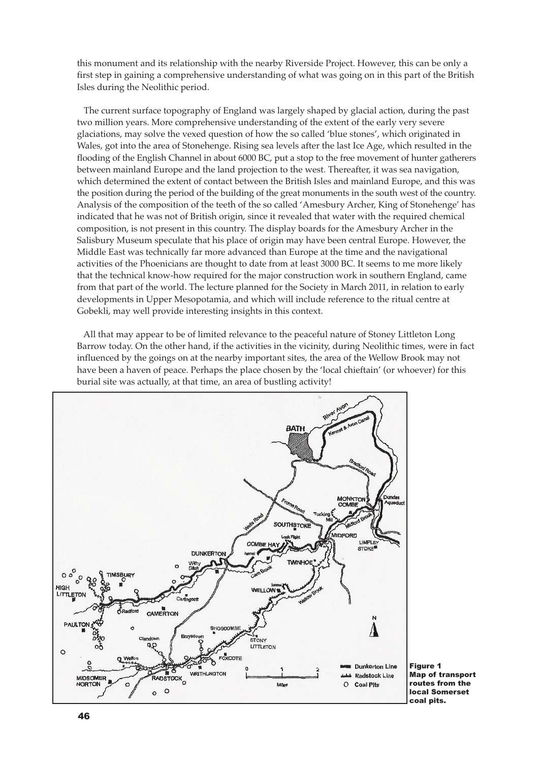this monument and its relationship with the nearby Riverside Project. However, this can be only a first step in gaining a comprehensive understanding of what was going on in this part of the British Isles during the Neolithic period.

The current surface topography of England was largely shaped by glacial action, during the past two million years. More comprehensive understanding of the extent of the early very severe glaciations, may solve the vexed question of how the so called 'blue stones', which originated in Wales, got into the area of Stonehenge. Rising sea levels after the last Ice Age, which resulted in the flooding of the English Channel in about 6000 BC, put a stop to the free movement of hunter gatherers between mainland Europe and the land projection to the west. Thereafter, it was sea navigation, which determined the extent of contact between the British Isles and mainland Europe, and this was the position during the period of the building of the great monuments in the south west of the country. Analysis of the composition of the teeth of the so called 'Amesbury Archer, King of Stonehenge' has indicated that he was not of British origin, since it revealed that water with the required chemical composition, is not present in this country. The display boards for the Amesbury Archer in the Salisbury Museum speculate that his place of origin may have been central Europe. However, the Middle East was technically far more advanced than Europe at the time and the navigational activities of the Phoenicians are thought to date from at least 3000 BC. It seems to me more likely that the technical know-how required for the major construction work in southern England, came from that part of the world. The lecture planned for the Society in March 2011, in relation to early developments in Upper Mesopotamia, and which will include reference to the ritual centre at Gobekli, may well provide interesting insights in this context.

All that may appear to be of limited relevance to the peaceful nature of Stoney Littleton Long Barrow today. On the other hand, if the activities in the vicinity, during Neolithic times, were in fact influenced by the goings on at the nearby important sites, the area of the Wellow Brook may not have been a haven of peace. Perhaps the place chosen by the 'local chieftain' (or whoever) for this burial site was actually, at that time, an area of bustling activity!

BATH
River Avon
Kennet & Avon Canal
Bradford Road
Wells Road
Frome Road
MONKTON COMBE
Dundas Aqueduct
Tucking Mill
Midford Brook
SOUTHSTOKE
MIDFORD
LIMPLEY STOKE
Lock Flight
COMBE HAY
Tunnel
DUNKERTON
Withy Ditch
TWINHOE
Cam Brook
TIMSBURY
HIGH LITTLETON
WELLOW
Tunnel
Wellow Brook
Carlingcott
Radford
CAMERTON
PAULTON
SHOSCOMBE
Clandown
Braysdown
STONY LITTLETON
N
Welton
FOXCOTE
MIDSOMER NORTON
RADSTOCK
WRITHLINGTON
0 1 2
Miles
Dunkerton Line
Radstock Line
Coal Pits

**Figure 1**
**Map of transport routes from the local Somerset coal pits.**